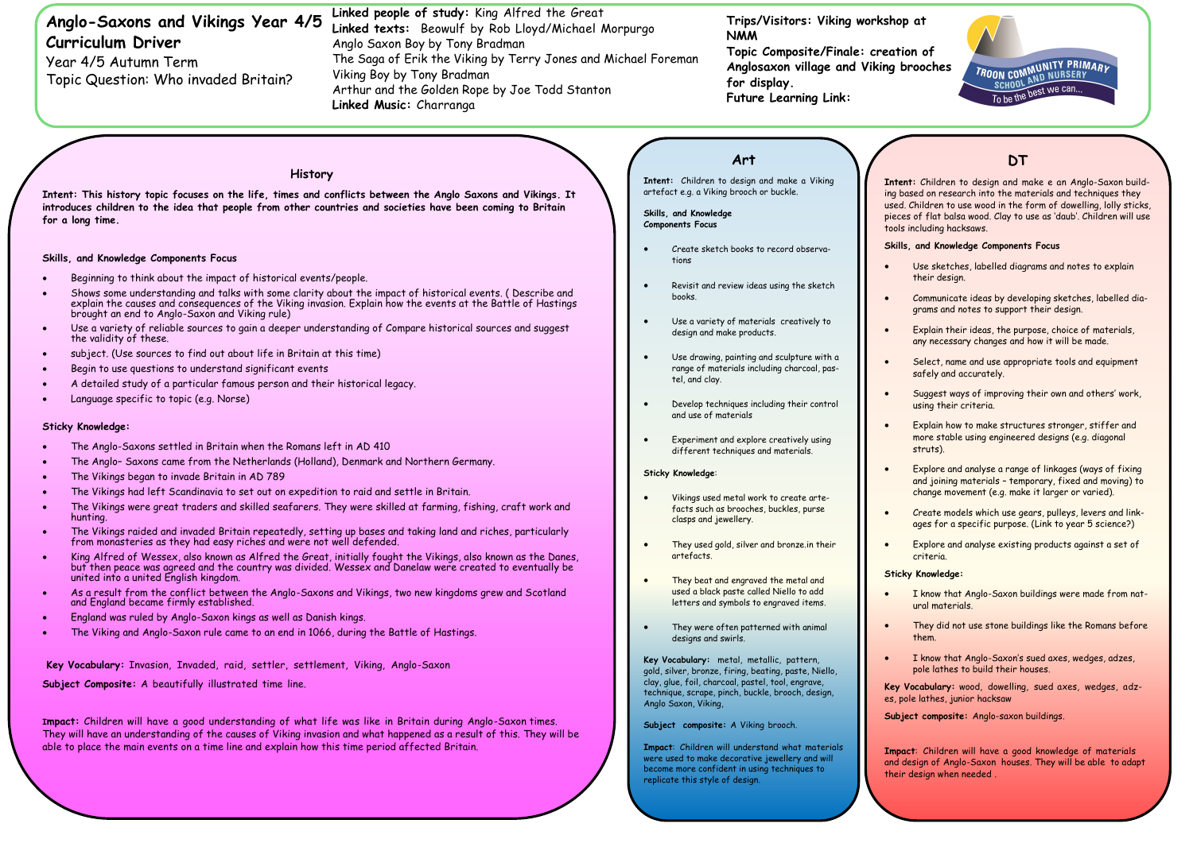# Anglo-Saxons and Vikings Year 4/5 Curriculum Driver

Year 4/5 Autumn Term

Topic Question: Who invaded Britain?

**Linked people of study:** King Alfred the Great

**Linked texts:** Beowulf by Rob Lloyd/Michael Morpurgo
Anglo Saxon Boy by Tony Bradman
The Saga of Erik the Viking by Terry Jones and Michael Foreman
Viking Boy by Tony Bradman
Arthur and the Golden Rope by Joe Todd Stanton

**Linked Music:** Charranga

**Trips/Visitors: Viking workshop at NMM**

**Topic Composite/Finale: creation of Anglosaxon village and Viking brooches for display.**

**Future Learning Link:**

TROON COMMUNITY PRIMARY SCHOOL AND NURSERY
To be the best we can...

## History

**Intent: This history topic focuses on the life, times and conflicts between the Anglo Saxons and Vikings. It introduces children to the idea that people from other countries and societies have been coming to Britain for a long time.**

**Skills, and Knowledge Components Focus**

- Beginning to think about the impact of historical events/people.
- Shows some understanding and talks with some clarity about the impact of historical events. ( Describe and explain the causes and consequences of the Viking invasion. Explain how the events at the Battle of Hastings brought an end to Anglo-Saxon and Viking rule)
- Use a variety of reliable sources to gain a deeper understanding of Compare historical sources and suggest the validity of these.
- subject. (Use sources to find out about life in Britain at this time)
- Begin to use questions to understand significant events
- A detailed study of a particular famous person and their historical legacy.
- Language specific to topic (e.g. Norse)

**Sticky Knowledge:**

- The Anglo-Saxons settled in Britain when the Romans left in AD 410
- The Anglo– Saxons came from the Netherlands (Holland), Denmark and Northern Germany.
- The Vikings began to invade Britain in AD 789
- The Vikings had left Scandinavia to set out on expedition to raid and settle in Britain.
- The Vikings were great traders and skilled seafarers. They were skilled at farming, fishing, craft work and hunting.
- The Vikings raided and invaded Britain repeatedly, setting up bases and taking land and riches, particularly from monasteries as they had easy riches and were not well defended.
- King Alfred of Wessex, also known as Alfred the Great, initially fought the Vikings, also known as the Danes, but then peace was agreed and the country was divided. Wessex and Danelaw were created to eventually be united into a united English kingdom.
- As a result from the conflict between the Anglo-Saxons and Vikings, two new kingdoms grew and Scotland and England became firmly established.
- England was ruled by Anglo-Saxon kings as well as Danish kings.
- The Viking and Anglo-Saxon rule came to an end in 1066, during the Battle of Hastings.

**Key Vocabulary:** Invasion, Invaded, raid, settler, settlement, Viking, Anglo-Saxon

**Subject Composite:** A beautifully illustrated time line.

**Impact:** Children will have a good understanding of what life was like in Britain during Anglo-Saxon times. They will have an understanding of the causes of Viking invasion and what happened as a result of this. They will be able to place the main events on a time line and explain how this time period affected Britain.

## Art

**Intent:** Children to design and make a Viking artefact e.g. a Viking brooch or buckle.

**Skills, and Knowledge Components Focus**

- Create sketch books to record observations
- Revisit and review ideas using the sketch books.
- Use a variety of materials creatively to design and make products.
- Use drawing, painting and sculpture with a range of materials including charcoal, pastel, and clay.
- Develop techniques including their control and use of materials
- Experiment and explore creatively using different techniques and materials.

**Sticky Knowledge:**

- Vikings used metal work to create artefacts such as brooches, buckles, purse clasps and jewellery.
- They used gold, silver and bronze.in their artefacts.
- They beat and engraved the metal and used a black paste called Niello to add letters and symbols to engraved items.
- They were often patterned with animal designs and swirls.

**Key Vocabulary:** metal, metallic, pattern, gold, silver, bronze, firing, beating, paste, Niello, clay, glue, foil, charcoal, pastel, tool, engrave, technique, scrape, pinch, buckle, brooch, design, Anglo Saxon, Viking,

**Subject composite:** A Viking brooch.

**Impact:** Children will understand what materials were used to make decorative jewellery and will become more confident in using techniques to replicate this style of design.

## DT

**Intent:** Children to design and make e an Anglo-Saxon building based on research into the materials and techniques they used. Children to use wood in the form of dowelling, lolly sticks, pieces of flat balsa wood. Clay to use as 'daub'. Children will use tools including hacksaws.

**Skills, and Knowledge Components Focus**

- Use sketches, labelled diagrams and notes to explain their design.
- Communicate ideas by developing sketches, labelled diagrams and notes to support their design.
- Explain their ideas, the purpose, choice of materials, any necessary changes and how it will be made.
- Select, name and use appropriate tools and equipment safely and accurately.
- Suggest ways of improving their own and others' work, using their criteria.
- Explain how to make structures stronger, stiffer and more stable using engineered designs (e.g. diagonal struts).
- Explore and analyse a range of linkages (ways of fixing and joining materials – temporary, fixed and moving) to change movement (e.g. make it larger or varied).
- Create models which use gears, pulleys, levers and linkages for a specific purpose. (Link to year 5 science?)
- Explore and analyse existing products against a set of criteria.

**Sticky Knowledge:**

- I know that Anglo-Saxon buildings were made from natural materials.
- They did not use stone buildings like the Romans before them.
- I know that Anglo-Saxon's sued axes, wedges, adzes, pole lathes to build their houses.

**Key Vocabulary:** wood, dowelling, sued axes, wedges, adzes, pole lathes, junior hacksaw

**Subject composite:** Anglo-saxon buildings.

**Impact:** Children will have a good knowledge of materials and design of Anglo-Saxon houses. They will be able to adapt their design when needed .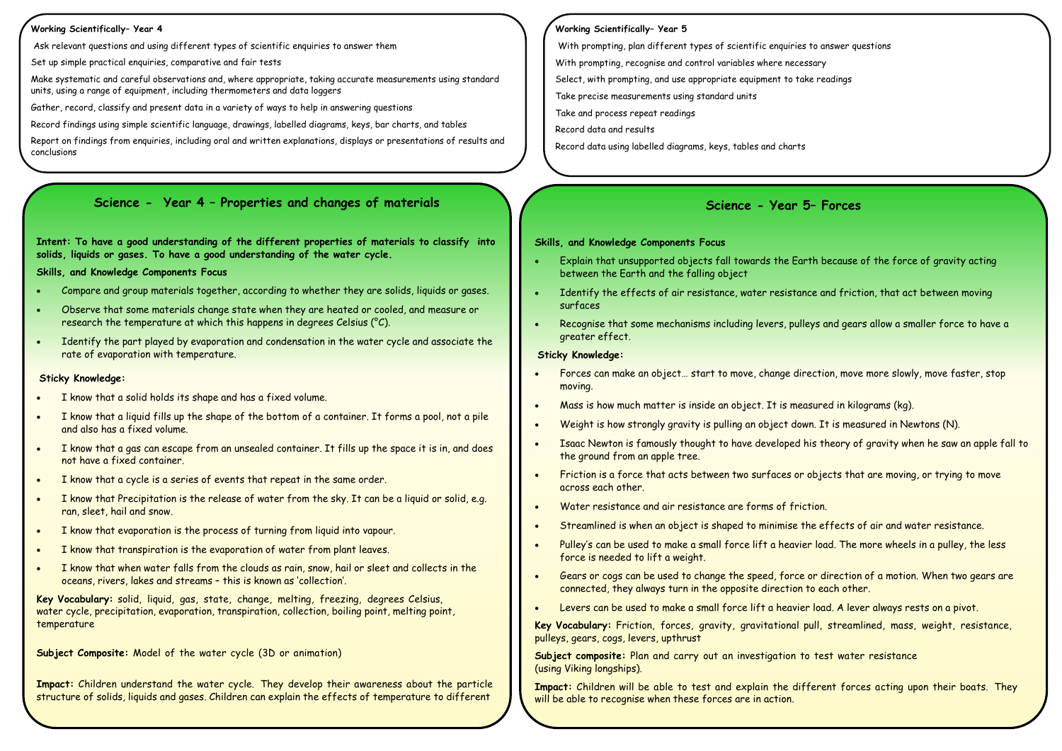**Working Scientifically– Year 4**

Ask relevant questions and using different types of scientific enquiries to answer them

Set up simple practical enquiries, comparative and fair tests

Make systematic and careful observations and, where appropriate, taking accurate measurements using standard units, using a range of equipment, including thermometers and data loggers

Gather, record, classify and present data in a variety of ways to help in answering questions

Record findings using simple scientific language, drawings, labelled diagrams, keys, bar charts, and tables

Report on findings from enquiries, including oral and written explanations, displays or presentations of results and conclusions

## Science - Year 4 – Properties and changes of materials

**Intent: To have a good understanding of the different properties of materials to classify into solids, liquids or gases. To have a good understanding of the water cycle.**

**Skills, and Knowledge Components Focus**

- Compare and group materials together, according to whether they are solids, liquids or gases.
- Observe that some materials change state when they are heated or cooled, and measure or research the temperature at which this happens in degrees Celsius (°C).
- Identify the part played by evaporation and condensation in the water cycle and associate the rate of evaporation with temperature.

**Sticky Knowledge:**

- I know that a solid holds its shape and has a fixed volume.
- I know that a liquid fills up the shape of the bottom of a container. It forms a pool, not a pile and also has a fixed volume.
- I know that a gas can escape from an unsealed container. It fills up the space it is in, and does not have a fixed container.
- I know that a cycle is a series of events that repeat in the same order.
- I know that Precipitation is the release of water from the sky. It can be a liquid or solid, e.g. ran, sleet, hail and snow.
- I know that evaporation is the process of turning from liquid into vapour.
- I know that transpiration is the evaporation of water from plant leaves.
- I know that when water falls from the clouds as rain, snow, hail or sleet and collects in the oceans, rivers, lakes and streams – this is known as 'collection'.

**Key Vocabulary:** solid, liquid, gas, state, change, melting, freezing, degrees Celsius, water cycle, precipitation, evaporation, transpiration, collection, boiling point, melting point, temperature

**Subject Composite:** Model of the water cycle (3D or animation)

**Impact:** Children understand the water cycle. They develop their awareness about the particle structure of solids, liquids and gases. Children can explain the effects of temperature to different

**Working Scientifically– Year 5**

With prompting, plan different types of scientific enquiries to answer questions

With prompting, recognise and control variables where necessary

Select, with prompting, and use appropriate equipment to take readings

Take precise measurements using standard units

Take and process repeat readings

Record data and results

Record data using labelled diagrams, keys, tables and charts

## Science - Year 5– Forces

**Skills, and Knowledge Components Focus**

- Explain that unsupported objects fall towards the Earth because of the force of gravity acting between the Earth and the falling object
- Identify the effects of air resistance, water resistance and friction, that act between moving surfaces
- Recognise that some mechanisms including levers, pulleys and gears allow a smaller force to have a greater effect.

**Sticky Knowledge:**

- Forces can make an object… start to move, change direction, move more slowly, move faster, stop moving.
- Mass is how much matter is inside an object. It is measured in kilograms (kg).
- Weight is how strongly gravity is pulling an object down. It is measured in Newtons (N).
- Isaac Newton is famously thought to have developed his theory of gravity when he saw an apple fall to the ground from an apple tree.
- Friction is a force that acts between two surfaces or objects that are moving, or trying to move across each other.
- Water resistance and air resistance are forms of friction.
- Streamlined is when an object is shaped to minimise the effects of air and water resistance.
- Pulley's can be used to make a small force lift a heavier load. The more wheels in a pulley, the less force is needed to lift a weight.
- Gears or cogs can be used to change the speed, force or direction of a motion. When two gears are connected, they always turn in the opposite direction to each other.
- Levers can be used to make a small force lift a heavier load. A lever always rests on a pivot.

**Key Vocabulary:** Friction, forces, gravity, gravitational pull, streamlined, mass, weight, resistance, pulleys, gears, cogs, levers, upthrust

**Subject composite:** Plan and carry out an investigation to test water resistance (using Viking longships).

**Impact:** Children will be able to test and explain the different forces acting upon their boats. They will be able to recognise when these forces are in action.